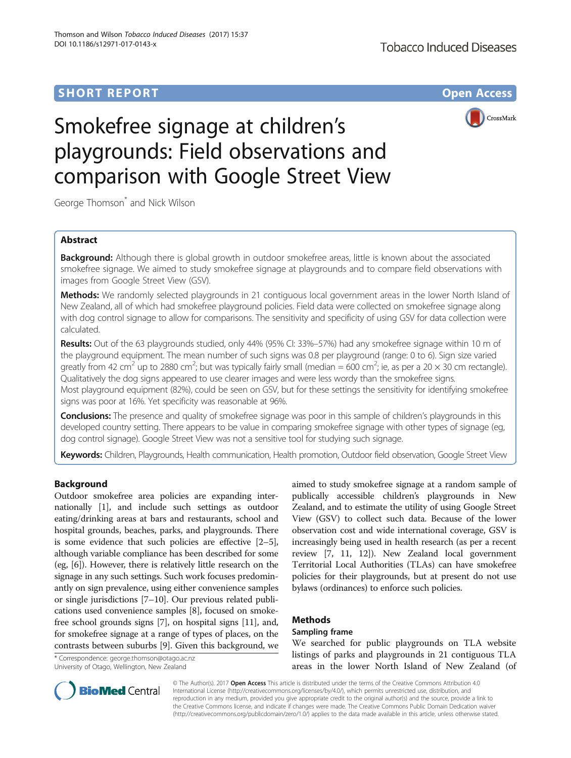**SHORT REPORT** **Open Access**

# Smokefree signage at children's playgrounds: Field observations and comparison with Google Street View

George Thomson* and Nick Wilson

## Abstract

**Background:** Although there is global growth in outdoor smokefree areas, little is known about the associated smokefree signage. We aimed to study smokefree signage at playgrounds and to compare field observations with images from Google Street View (GSV).

**Methods:** We randomly selected playgrounds in 21 contiguous local government areas in the lower North Island of New Zealand, all of which had smokefree playground policies. Field data were collected on smokefree signage along with dog control signage to allow for comparisons. The sensitivity and specificity of using GSV for data collection were calculated.

**Results:** Out of the 63 playgrounds studied, only 44% (95% CI: 33%–57%) had any smokefree signage within 10 m of the playground equipment. The mean number of such signs was 0.8 per playground (range: 0 to 6). Sign size varied greatly from 42 $cm^2$ up to 2880 $cm^2$; but was typically fairly small (median = 600 $cm^2$; ie, as per a 20 × 30 cm rectangle). Qualitatively the dog signs appeared to use clearer images and were less wordy than the smokefree signs.

Most playground equipment (82%), could be seen on GSV, but for these settings the sensitivity for identifying smokefree signs was poor at 16%. Yet specificity was reasonable at 96%.

**Conclusions:** The presence and quality of smokefree signage was poor in this sample of children's playgrounds in this developed country setting. There appears to be value in comparing smokefree signage with other types of signage (eg, dog control signage). Google Street View was not a sensitive tool for studying such signage.

**Keywords:** Children, Playgrounds, Health communication, Health promotion, Outdoor field observation, Google Street View

## Background

Outdoor smokefree area policies are expanding internationally [1], and include such settings as outdoor eating/drinking areas at bars and restaurants, school and hospital grounds, beaches, parks, and playgrounds. There is some evidence that such policies are effective [2–5], although variable compliance has been described for some (eg, [6]). However, there is relatively little research on the signage in any such settings. Such work focuses predominantly on sign prevalence, using either convenience samples or single jurisdictions [7–10]. Our previous related publications used convenience samples [8], focused on smokefree school grounds signs [7], on hospital signs [11], and, for smokefree signage at a range of types of places, on the contrasts between suburbs [9]. Given this background, we aimed to study smokefree signage at a random sample of publically accessible children's playgrounds in New Zealand, and to estimate the utility of using Google Street View (GSV) to collect such data. Because of the lower observation cost and wide international coverage, GSV is increasingly being used in health research (as per a recent review [7, 11, 12]). New Zealand local government Territorial Local Authorities (TLAs) can have smokefree policies for their playgrounds, but at present do not use bylaws (ordinances) to enforce such policies.

## Methods

### Sampling frame

We searched for public playgrounds on TLA website listings of parks and playgrounds in 21 contiguous TLA areas in the lower North Island of New Zealand (of

\* Correspondence: george.thomson@otago.ac.nz
University of Otago, Wellington, New Zealand

© The Author(s). 2017 **Open Access** This article is distributed under the terms of the Creative Commons Attribution 4.0 International License (http://creativecommons.org/licenses/by/4.0/), which permits unrestricted use, distribution, and reproduction in any medium, provided you give appropriate credit to the original author(s) and the source, provide a link to the Creative Commons license, and indicate if changes were made. The Creative Commons Public Domain Dedication waiver (http://creativecommons.org/publicdomain/zero/1.0/) applies to the data made available in this article, unless otherwise stated.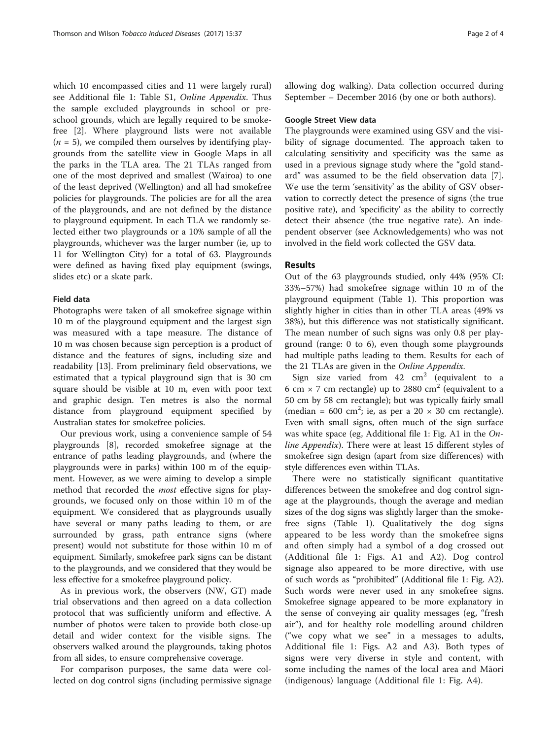which 10 encompassed cities and 11 were largely rural) see Additional file 1: Table S1, *Online Appendix*. Thus the sample excluded playgrounds in school or preschool grounds, which are legally required to be smokefree [2]. Where playground lists were not available ($n = 5$), we compiled them ourselves by identifying playgrounds from the satellite view in Google Maps in all the parks in the TLA area. The 21 TLAs ranged from one of the most deprived and smallest (Wairoa) to one of the least deprived (Wellington) and all had smokefree policies for playgrounds. The policies are for all the area of the playgrounds, and are not defined by the distance to playground equipment. In each TLA we randomly selected either two playgrounds or a 10% sample of all the playgrounds, whichever was the larger number (ie, up to 11 for Wellington City) for a total of 63. Playgrounds were defined as having fixed play equipment (swings, slides etc) or a skate park.

### Field data

Photographs were taken of all smokefree signage within 10 m of the playground equipment and the largest sign was measured with a tape measure. The distance of 10 m was chosen because sign perception is a product of distance and the features of signs, including size and readability [13]. From preliminary field observations, we estimated that a typical playground sign that is 30 cm square should be visible at 10 m, even with poor text and graphic design. Ten metres is also the normal distance from playground equipment specified by Australian states for smokefree policies.

Our previous work, using a convenience sample of 54 playgrounds [8], recorded smokefree signage at the entrance of paths leading playgrounds, and (where the playgrounds were in parks) within 100 m of the equipment. However, as we were aiming to develop a simple method that recorded the *most* effective signs for playgrounds, we focused only on those within 10 m of the equipment. We considered that as playgrounds usually have several or many paths leading to them, or are surrounded by grass, path entrance signs (where present) would not substitute for those within 10 m of equipment. Similarly, smokefree park signs can be distant to the playgrounds, and we considered that they would be less effective for a smokefree playground policy.

As in previous work, the observers (NW, GT) made trial observations and then agreed on a data collection protocol that was sufficiently uniform and effective. A number of photos were taken to provide both close-up detail and wider context for the visible signs. The observers walked around the playgrounds, taking photos from all sides, to ensure comprehensive coverage.

For comparison purposes, the same data were collected on dog control signs (including permissive signage allowing dog walking). Data collection occurred during September – December 2016 (by one or both authors).

### Google Street View data

The playgrounds were examined using GSV and the visibility of signage documented. The approach taken to calculating sensitivity and specificity was the same as used in a previous signage study where the "gold standard" was assumed to be the field observation data [7]. We use the term 'sensitivity' as the ability of GSV observation to correctly detect the presence of signs (the true positive rate), and 'specificity' as the ability to correctly detect their absence (the true negative rate). An independent observer (see Acknowledgements) who was not involved in the field work collected the GSV data.

## Results

Out of the 63 playgrounds studied, only 44% (95% CI: 33%–57%) had smokefree signage within 10 m of the playground equipment (Table 1). This proportion was slightly higher in cities than in other TLA areas (49% vs 38%), but this difference was not statistically significant. The mean number of such signs was only 0.8 per playground (range: 0 to 6), even though some playgrounds had multiple paths leading to them. Results for each of the 21 TLAs are given in the *Online Appendix*.

Sign size varied from 42 $cm^2$ (equivalent to a 6 cm × 7 cm rectangle) up to 2880 $cm^2$ (equivalent to a 50 cm by 58 cm rectangle); but was typically fairly small (median = 600 $cm^2$; ie, as per a 20 × 30 cm rectangle). Even with small signs, often much of the sign surface was white space (eg, Additional file 1: Fig. A1 in the *Online Appendix*). There were at least 15 different styles of smokefree sign design (apart from size differences) with style differences even within TLAs.

There were no statistically significant quantitative differences between the smokefree and dog control signage at the playgrounds, though the average and median sizes of the dog signs was slightly larger than the smokefree signs (Table 1). Qualitatively the dog signs appeared to be less wordy than the smokefree signs and often simply had a symbol of a dog crossed out (Additional file 1: Figs. A1 and A2). Dog control signage also appeared to be more directive, with use of such words as "prohibited" (Additional file 1: Fig. A2). Such words were never used in any smokefree signs. Smokefree signage appeared to be more explanatory in the sense of conveying air quality messages (eg, "fresh air"), and for healthy role modelling around children ("we copy what we see" in a messages to adults, Additional file 1: Figs. A2 and A3). Both types of signs were very diverse in style and content, with some including the names of the local area and Māori (indigenous) language (Additional file 1: Fig. A4).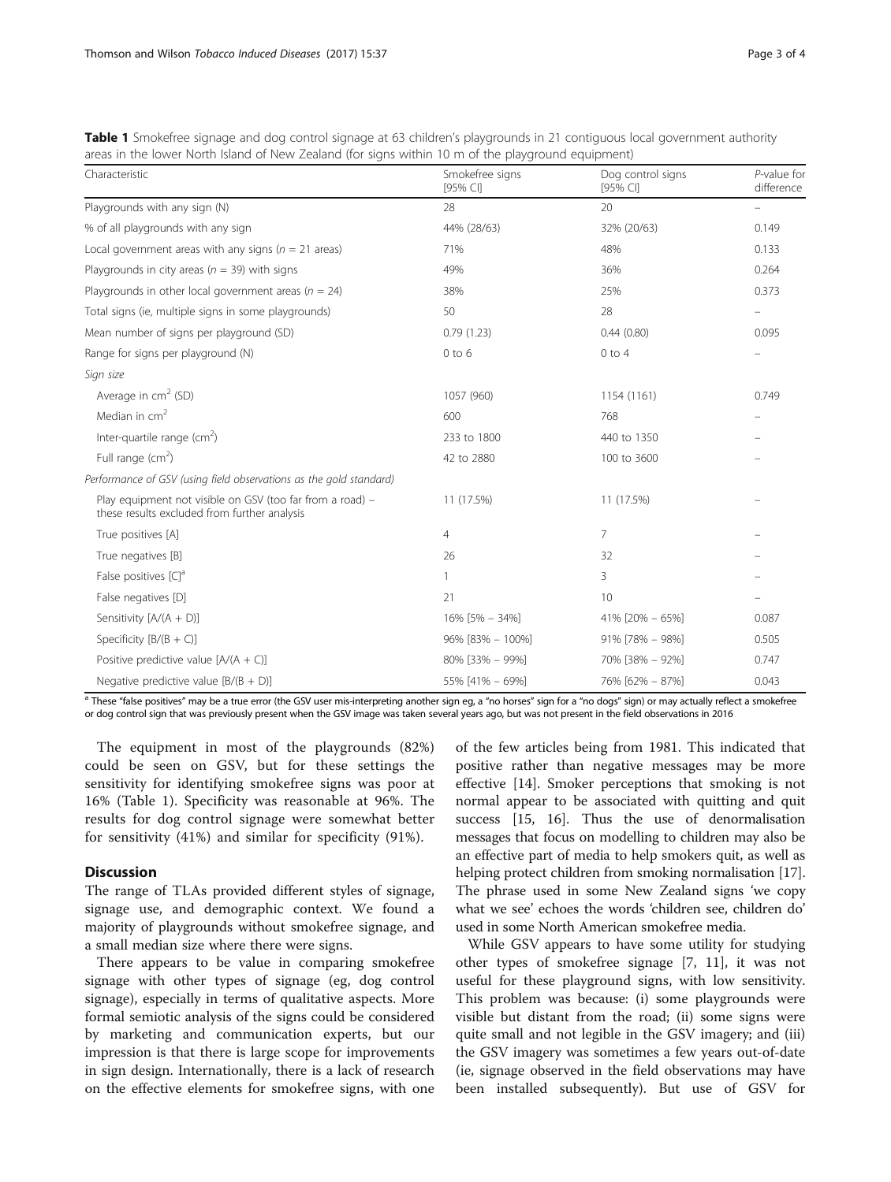**Table 1** Smokefree signage and dog control signage at 63 children's playgrounds in 21 contiguous local government authority areas in the lower North Island of New Zealand (for signs within 10 m of the playground equipment)

| Characteristic | Smokefree signs [95% CI] | Dog control signs [95% CI] | P-value for difference |
|---|---|---|---|
| Playgrounds with any sign (N) | 28 | 20 | – |
| % of all playgrounds with any sign | 44% (28/63) | 32% (20/63) | 0.149 |
| Local government areas with any signs (n = 21 areas) | 71% | 48% | 0.133 |
| Playgrounds in city areas (n = 39) with signs | 49% | 36% | 0.264 |
| Playgrounds in other local government areas (n = 24) | 38% | 25% | 0.373 |
| Total signs (ie, multiple signs in some playgrounds) | 50 | 28 | – |
| Mean number of signs per playground (SD) | 0.79 (1.23) | 0.44 (0.80) | 0.095 |
| Range for signs per playground (N) | 0 to 6 | 0 to 4 | – |
| *Sign size* | | | |
| Average in $cm^2$ (SD) | 1057 (960) | 1154 (1161) | 0.749 |
| Median in $cm^2$ | 600 | 768 | – |
| Inter-quartile range ($cm^2$) | 233 to 1800 | 440 to 1350 | – |
| Full range ($cm^2$) | 42 to 2880 | 100 to 3600 | – |
| *Performance of GSV (using field observations as the gold standard)* | | | |
| Play equipment not visible on GSV (too far from a road) – these results excluded from further analysis | 11 (17.5%) | 11 (17.5%) | – |
| True positives [A] | 4 | 7 | – |
| True negatives [B] | 26 | 32 | – |
| False positives [C][a] | 1 | 3 | – |
| False negatives [D] | 21 | 10 | – |
| Sensitivity [A/(A + D)] | 16% [5% – 34%] | 41% [20% – 65%] | 0.087 |
| Specificity [B/(B + C)] | 96% [83% – 100%] | 91% [78% – 98%] | 0.505 |
| Positive predictive value [A/(A + C)] | 80% [33% – 99%] | 70% [38% – 92%] | 0.747 |
| Negative predictive value [B/(B + D)] | 55% [41% – 69%] | 76% [62% – 87%] | 0.043 |

[a] These "false positives" may be a true error (the GSV user mis-interpreting another sign eg, a "no horses" sign for a "no dogs" sign) or may actually reflect a smokefree or dog control sign that was previously present when the GSV image was taken several years ago, but was not present in the field observations in 2016

The equipment in most of the playgrounds (82%) could be seen on GSV, but for these settings the sensitivity for identifying smokefree signs was poor at 16% (Table 1). Specificity was reasonable at 96%. The results for dog control signage were somewhat better for sensitivity (41%) and similar for specificity (91%).

## Discussion

The range of TLAs provided different styles of signage, signage use, and demographic context. We found a majority of playgrounds without smokefree signage, and a small median size where there were signs.

There appears to be value in comparing smokefree signage with other types of signage (eg, dog control signage), especially in terms of qualitative aspects. More formal semiotic analysis of the signs could be considered by marketing and communication experts, but our impression is that there is large scope for improvements in sign design. Internationally, there is a lack of research on the effective elements for smokefree signs, with one of the few articles being from 1981. This indicated that positive rather than negative messages may be more effective [14]. Smoker perceptions that smoking is not normal appear to be associated with quitting and quit success [15, 16]. Thus the use of denormalisation messages that focus on modelling to children may also be an effective part of media to help smokers quit, as well as helping protect children from smoking normalisation [17]. The phrase used in some New Zealand signs 'we copy what we see' echoes the words 'children see, children do' used in some North American smokefree media.

While GSV appears to have some utility for studying other types of smokefree signage [7, 11], it was not useful for these playground signs, with low sensitivity. This problem was because: (i) some playgrounds were visible but distant from the road; (ii) some signs were quite small and not legible in the GSV imagery; and (iii) the GSV imagery was sometimes a few years out-of-date (ie, signage observed in the field observations may have been installed subsequently). But use of GSV for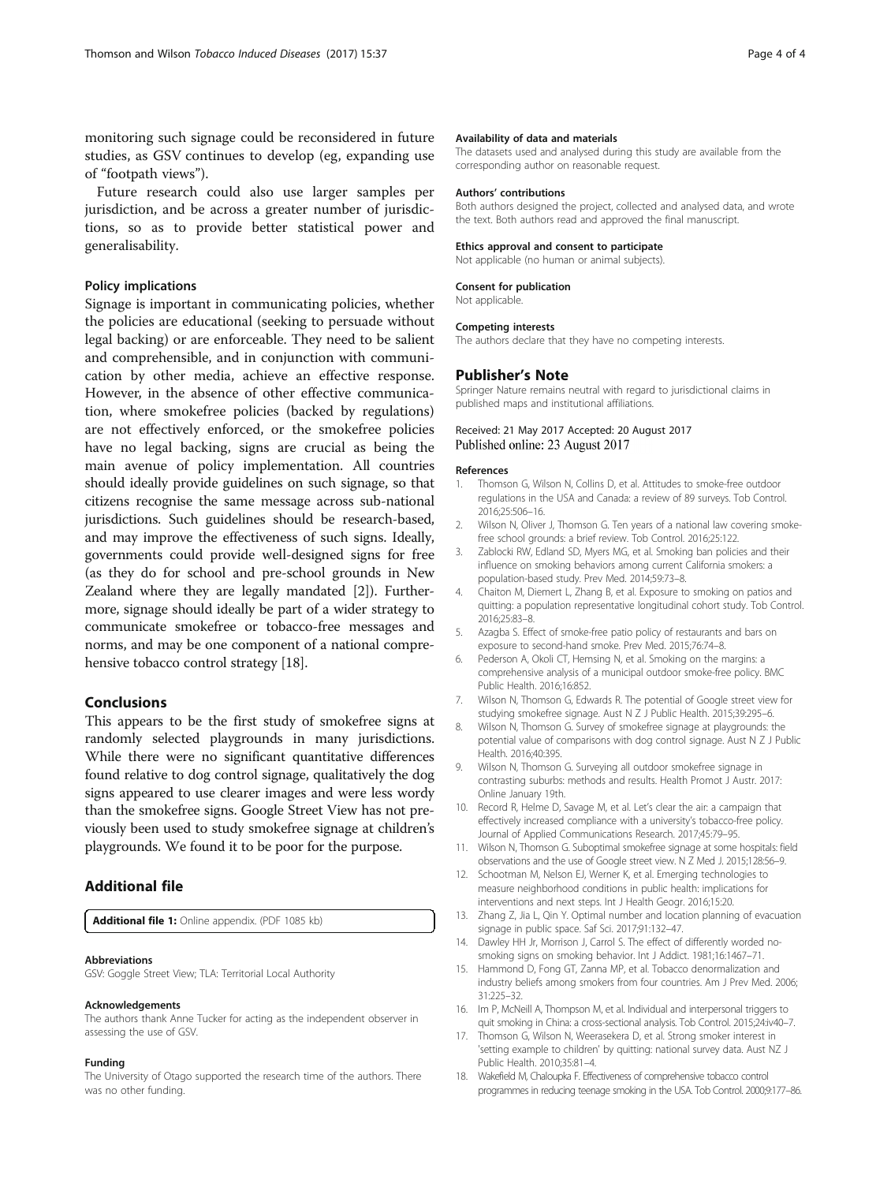monitoring such signage could be reconsidered in future studies, as GSV continues to develop (eg, expanding use of "footpath views").

Future research could also use larger samples per jurisdiction, and be across a greater number of jurisdictions, so as to provide better statistical power and generalisability.

### Policy implications

Signage is important in communicating policies, whether the policies are educational (seeking to persuade without legal backing) or are enforceable. They need to be salient and comprehensible, and in conjunction with communication by other media, achieve an effective response. However, in the absence of other effective communication, where smokefree policies (backed by regulations) are not effectively enforced, or the smokefree policies have no legal backing, signs are crucial as being the main avenue of policy implementation. All countries should ideally provide guidelines on such signage, so that citizens recognise the same message across sub-national jurisdictions. Such guidelines should be research-based, and may improve the effectiveness of such signs. Ideally, governments could provide well-designed signs for free (as they do for school and pre-school grounds in New Zealand where they are legally mandated [2]). Furthermore, signage should ideally be part of a wider strategy to communicate smokefree or tobacco-free messages and norms, and may be one component of a national comprehensive tobacco control strategy [18].

## Conclusions

This appears to be the first study of smokefree signs at randomly selected playgrounds in many jurisdictions. While there were no significant quantitative differences found relative to dog control signage, qualitatively the dog signs appeared to use clearer images and were less wordy than the smokefree signs. Google Street View has not previously been used to study smokefree signage at children's playgrounds. We found it to be poor for the purpose.

## Additional file

**Additional file 1:** Online appendix. (PDF 1085 kb)

#### Abbreviations

GSV: Goggle Street View; TLA: Territorial Local Authority

#### Acknowledgements

The authors thank Anne Tucker for acting as the independent observer in assessing the use of GSV.

#### Funding

The University of Otago supported the research time of the authors. There was no other funding.

#### Availability of data and materials

The datasets used and analysed during this study are available from the corresponding author on reasonable request.

#### Authors' contributions

Both authors designed the project, collected and analysed data, and wrote the text. Both authors read and approved the final manuscript.

#### Ethics approval and consent to participate

Not applicable (no human or animal subjects).

#### Consent for publication

Not applicable.

#### Competing interests

The authors declare that they have no competing interests.

## Publisher's Note

Springer Nature remains neutral with regard to jurisdictional claims in published maps and institutional affiliations.

Received: 21 May 2017 Accepted: 20 August 2017
Published online: 23 August 2017

#### References

1. Thomson G, Wilson N, Collins D, et al. Attitudes to smoke-free outdoor regulations in the USA and Canada: a review of 89 surveys. Tob Control. 2016;25:506–16.
2. Wilson N, Oliver J, Thomson G. Ten years of a national law covering smoke-free school grounds: a brief review. Tob Control. 2016;25:122.
3. Zablocki RW, Edland SD, Myers MG, et al. Smoking ban policies and their influence on smoking behaviors among current California smokers: a population-based study. Prev Med. 2014;59:73–8.
4. Chaiton M, Diemert L, Zhang B, et al. Exposure to smoking on patios and quitting: a population representative longitudinal cohort study. Tob Control. 2016;25:83–8.
5. Azagba S. Effect of smoke-free patio policy of restaurants and bars on exposure to second-hand smoke. Prev Med. 2015;76:74–8.
6. Pederson A, Okoli CT, Hemsing N, et al. Smoking on the margins: a comprehensive analysis of a municipal outdoor smoke-free policy. BMC Public Health. 2016;16:852.
7. Wilson N, Thomson G, Edwards R. The potential of Google street view for studying smokefree signage. Aust N Z J Public Health. 2015;39:295–6.
8. Wilson N, Thomson G. Survey of smokefree signage at playgrounds: the potential value of comparisons with dog control signage. Aust N Z J Public Health. 2016;40:395.
9. Wilson N, Thomson G. Surveying all outdoor smokefree signage in contrasting suburbs: methods and results. Health Promot J Austr. 2017: Online January 19th.
10. Record R, Helme D, Savage M, et al. Let's clear the air: a campaign that effectively increased compliance with a university's tobacco-free policy. Journal of Applied Communications Research. 2017;45:79–95.
11. Wilson N, Thomson G. Suboptimal smokefree signage at some hospitals: field observations and the use of Google street view. N Z Med J. 2015;128:56–9.
12. Schootman M, Nelson EJ, Werner K, et al. Emerging technologies to measure neighborhood conditions in public health: implications for interventions and next steps. Int J Health Geogr. 2016;15:20.
13. Zhang Z, Jia L, Qin Y. Optimal number and location planning of evacuation signage in public space. Saf Sci. 2017;91:132–47.
14. Dawley HH Jr, Morrison J, Carrol S. The effect of differently worded no-smoking signs on smoking behavior. Int J Addict. 1981;16:1467–71.
15. Hammond D, Fong GT, Zanna MP, et al. Tobacco denormalization and industry beliefs among smokers from four countries. Am J Prev Med. 2006;31:225–32.
16. Im P, McNeill A, Thompson M, et al. Individual and interpersonal triggers to quit smoking in China: a cross-sectional analysis. Tob Control. 2015;24:iv40–7.
17. Thomson G, Wilson N, Weerasekera D, et al. Strong smoker interest in 'setting example to children' by quitting: national survey data. Aust NZ J Public Health. 2010;35:81–4.
18. Wakefield M, Chaloupka F. Effectiveness of comprehensive tobacco control programmes in reducing teenage smoking in the USA. Tob Control. 2000;9:177–86.